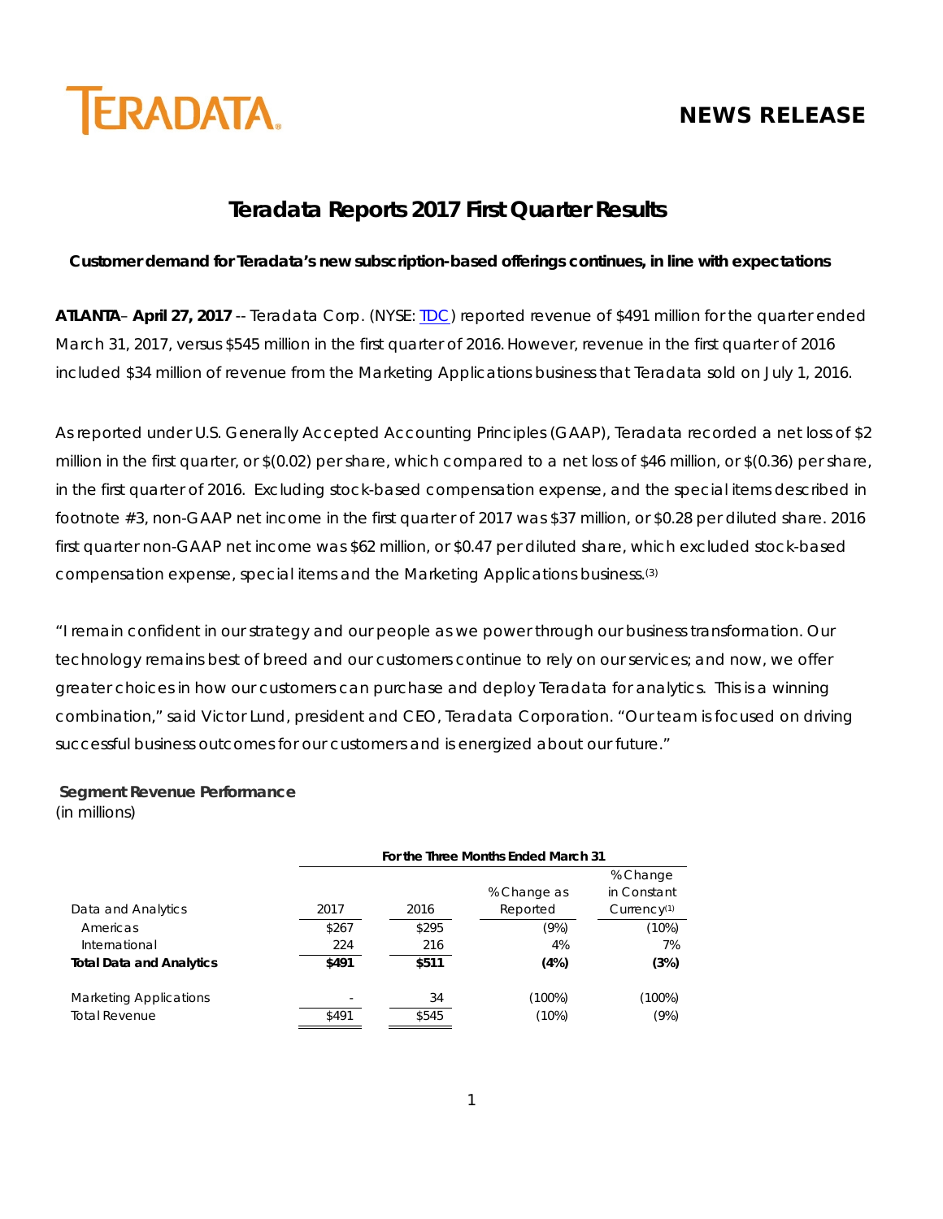TERADATA

**NEWS RELEASE**

# Teradata Reports 2017 First Quarter Results

**Customer demand for Teradata's new subscription-based offerings continues, in line with expectations**

**ATLANTA**– **April 27, 2017** -- Teradata Corp. (NYSE: TDC) reported revenue of $491 million for the quarter ended March 31, 2017, versus $545 million in the first quarter of 2016. However, revenue in the first quarter of 2016 included $34 million of revenue from the Marketing Applications business that Teradata sold on July 1, 2016.

As reported under U.S. Generally Accepted Accounting Principles (GAAP), Teradata recorded a net loss of $2 million in the first quarter, or $(0.02) per share, which compared to a net loss of $46 million, or $(0.36) per share, in the first quarter of 2016. Excluding stock-based compensation expense, and the special items described in footnote #3, non-GAAP net income in the first quarter of 2017 was $37 million, or $0.28 per diluted share. 2016 first quarter non-GAAP net income was $62 million, or $0.47 per diluted share, which excluded stock-based compensation expense, special items and the Marketing Applications business.[(3)]

"I remain confident in our strategy and our people as we power through our business transformation. Our technology remains best of breed and our customers continue to rely on our services; and now, we offer greater choices in how our customers can purchase and deploy Teradata for analytics. This is a winning combination," said Victor Lund, president and CEO, Teradata Corporation. "Our team is focused on driving successful business outcomes for our customers and is energized about our future."

**Segment Revenue Performance**
(in millions)

| | For the Three Months Ended March 31 | | | |
|---|---|---|---|---|
| Data and Analytics | 2017 | 2016 | % Change as Reported | % Change in Constant Currency[(1)] |
| Americas | $267 | $295 | (9%) | (10%) |
| International | 224 | 216 | 4% | 7% |
| **Total Data and Analytics** | **$491** | **$511** | **(4%)** | **(3%)** |
| | | | | |
| Marketing Applications | - | 34 | (100%) | (100%) |
| Total Revenue | $491 | $545 | (10%) | (9%) |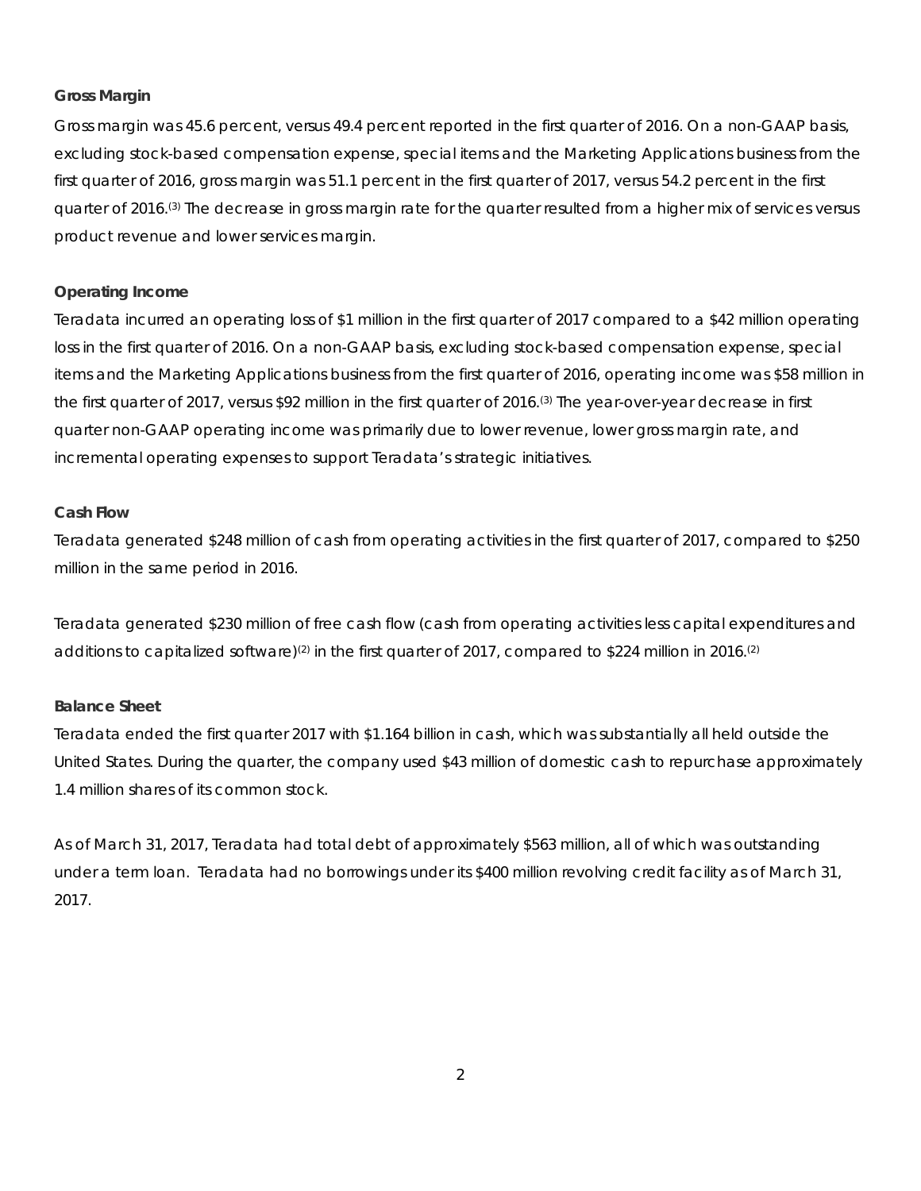**Gross Margin**

Gross margin was 45.6 percent, versus 49.4 percent reported in the first quarter of 2016. On a non-GAAP basis, excluding stock-based compensation expense, special items and the Marketing Applications business from the first quarter of 2016, gross margin was 51.1 percent in the first quarter of 2017, versus 54.2 percent in the first quarter of 2016.(3) The decrease in gross margin rate for the quarter resulted from a higher mix of services versus product revenue and lower services margin.

**Operating Income**

Teradata incurred an operating loss of $1 million in the first quarter of 2017 compared to a $42 million operating loss in the first quarter of 2016. On a non-GAAP basis, excluding stock-based compensation expense, special items and the Marketing Applications business from the first quarter of 2016, operating income was $58 million in the first quarter of 2017, versus $92 million in the first quarter of 2016.(3) The year-over-year decrease in first quarter non-GAAP operating income was primarily due to lower revenue, lower gross margin rate, and incremental operating expenses to support Teradata's strategic initiatives.

**Cash Flow**

Teradata generated $248 million of cash from operating activities in the first quarter of 2017, compared to $250 million in the same period in 2016.

Teradata generated $230 million of free cash flow (cash from operating activities less capital expenditures and additions to capitalized software)(2) in the first quarter of 2017, compared to $224 million in 2016.(2)

**Balance Sheet**

Teradata ended the first quarter 2017 with $1.164 billion in cash, which was substantially all held outside the United States. During the quarter, the company used $43 million of domestic cash to repurchase approximately 1.4 million shares of its common stock.

As of March 31, 2017, Teradata had total debt of approximately $563 million, all of which was outstanding under a term loan. Teradata had no borrowings under its $400 million revolving credit facility as of March 31, 2017.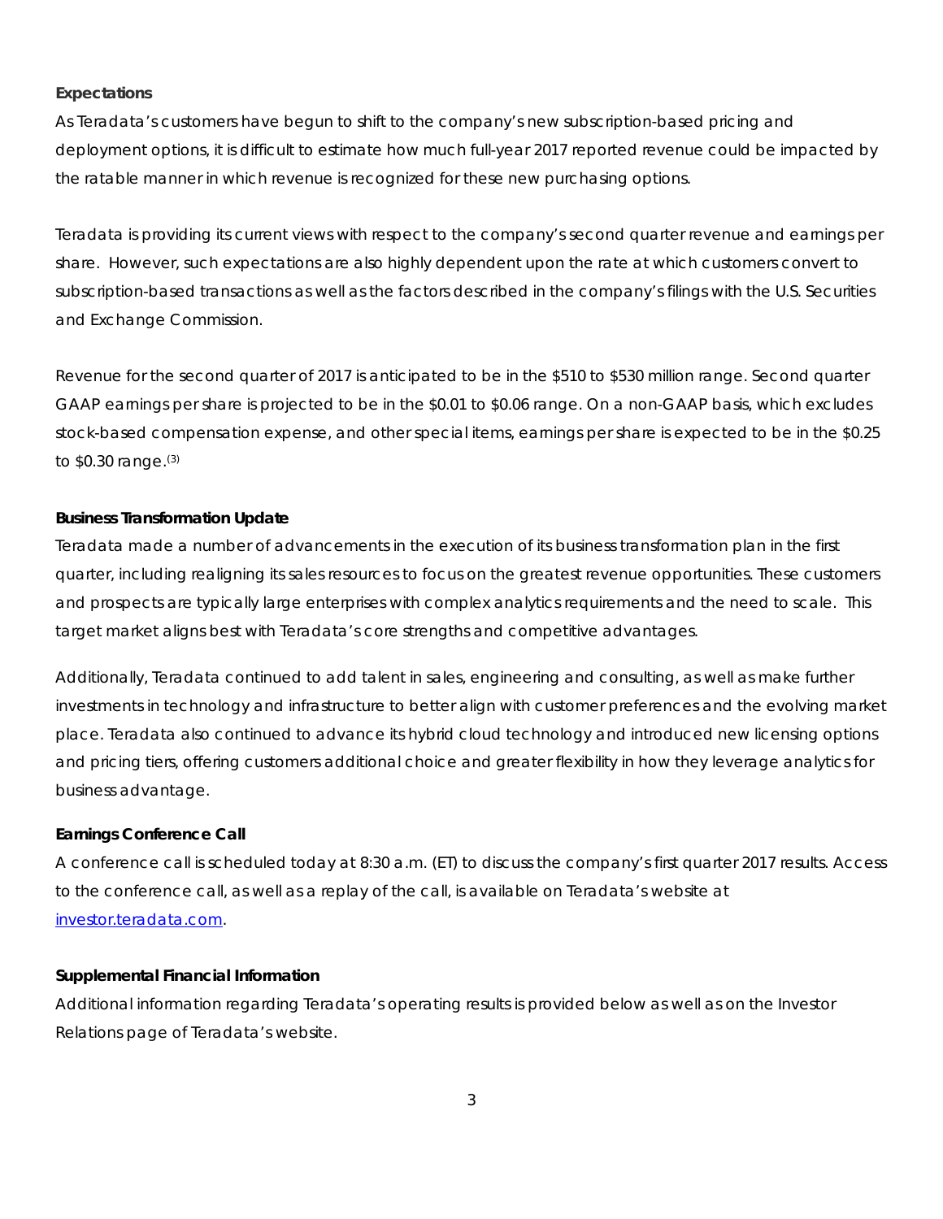**Expectations**

As Teradata's customers have begun to shift to the company's new subscription-based pricing and deployment options, it is difficult to estimate how much full-year 2017 reported revenue could be impacted by the ratable manner in which revenue is recognized for these new purchasing options.

Teradata is providing its current views with respect to the company's second quarter revenue and earnings per share. However, such expectations are also highly dependent upon the rate at which customers convert to subscription-based transactions as well as the factors described in the company's filings with the U.S. Securities and Exchange Commission.

Revenue for the second quarter of 2017 is anticipated to be in the $510 to $530 million range. Second quarter GAAP earnings per share is projected to be in the $0.01 to $0.06 range. On a non-GAAP basis, which excludes stock-based compensation expense, and other special items, earnings per share is expected to be in the $0.25 to $0.30 range.(3)

**Business Transformation Update**

Teradata made a number of advancements in the execution of its business transformation plan in the first quarter, including realigning its sales resources to focus on the greatest revenue opportunities. These customers and prospects are typically large enterprises with complex analytics requirements and the need to scale. This target market aligns best with Teradata's core strengths and competitive advantages.

Additionally, Teradata continued to add talent in sales, engineering and consulting, as well as make further investments in technology and infrastructure to better align with customer preferences and the evolving market place. Teradata also continued to advance its hybrid cloud technology and introduced new licensing options and pricing tiers, offering customers additional choice and greater flexibility in how they leverage analytics for business advantage.

**Earnings Conference Call**

A conference call is scheduled today at 8:30 a.m. (ET) to discuss the company's first quarter 2017 results. Access to the conference call, as well as a replay of the call, is available on Teradata's website at [investor.teradata.com](investor.teradata.com).

**Supplemental Financial Information**

Additional information regarding Teradata's operating results is provided below as well as on the Investor Relations page of Teradata's website.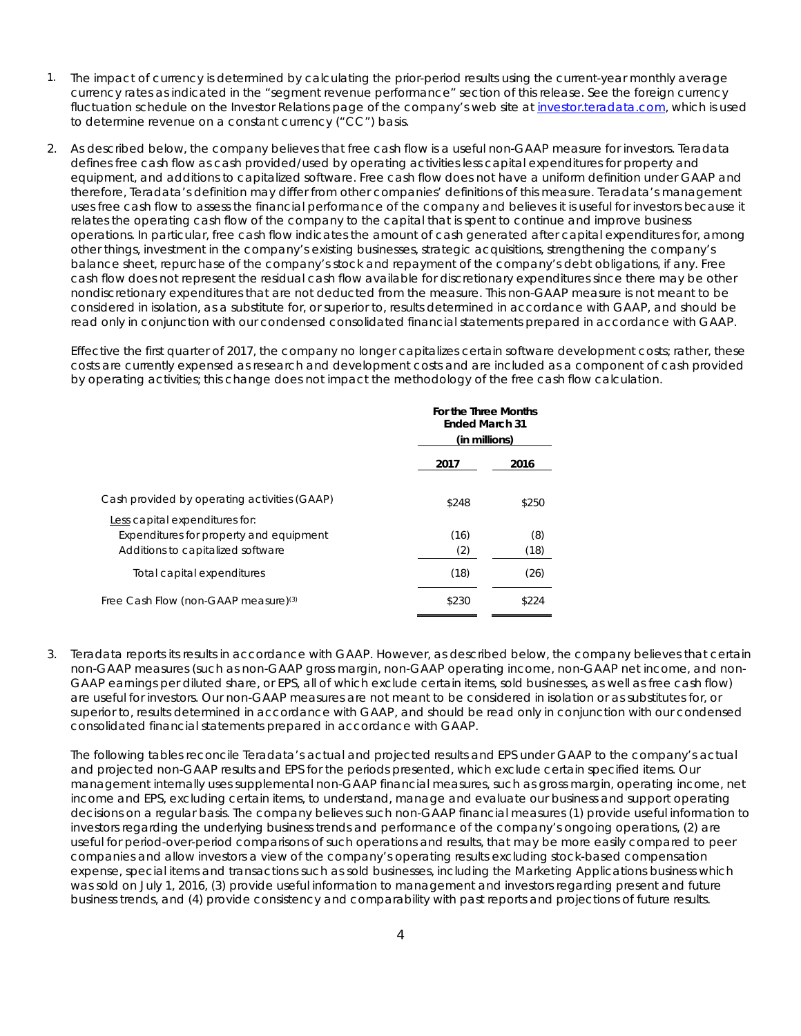1. The impact of currency is determined by calculating the prior-period results using the current-year monthly average currency rates as indicated in the "segment revenue performance" section of this release. See the foreign currency fluctuation schedule on the Investor Relations page of the company's web site at investor.teradata.com, which is used to determine revenue on a constant currency ("CC") basis.

2. As described below, the company believes that free cash flow is a useful non-GAAP measure for investors. Teradata defines free cash flow as cash provided/used by operating activities less capital expenditures for property and equipment, and additions to capitalized software. Free cash flow does not have a uniform definition under GAAP and therefore, Teradata's definition may differ from other companies' definitions of this measure. Teradata's management uses free cash flow to assess the financial performance of the company and believes it is useful for investors because it relates the operating cash flow of the company to the capital that is spent to continue and improve business operations. In particular, free cash flow indicates the amount of cash generated after capital expenditures for, among other things, investment in the company's existing businesses, strategic acquisitions, strengthening the company's balance sheet, repurchase of the company's stock and repayment of the company's debt obligations, if any. Free cash flow does not represent the residual cash flow available for discretionary expenditures since there may be other nondiscretionary expenditures that are not deducted from the measure. This non-GAAP measure is not meant to be considered in isolation, as a substitute for, or superior to, results determined in accordance with GAAP, and should be read only in conjunction with our condensed consolidated financial statements prepared in accordance with GAAP.

   Effective the first quarter of 2017, the company no longer capitalizes certain software development costs; rather, these costs are currently expensed as research and development costs and are included as a component of cash provided by operating activities; this change does not impact the methodology of the free cash flow calculation.

| | For the Three Months Ended March 31 (in millions) | |
|---|---|---|
| | 2017 | 2016 |
| Cash provided by operating activities (GAAP) | $248 | $250 |
| Less capital expenditures for: | | |
| Expenditures for property and equipment | (16) | (8) |
| Additions to capitalized software | (2) | (18) |
| Total capital expenditures | (18) | (26) |
| Free Cash Flow (non-GAAP measure)[3] | $230 | $224 |

3. Teradata reports its results in accordance with GAAP. However, as described below, the company believes that certain non-GAAP measures (such as non-GAAP gross margin, non-GAAP operating income, non-GAAP net income, and non-GAAP earnings per diluted share, or EPS, all of which exclude certain items, sold businesses, as well as free cash flow) are useful for investors. Our non-GAAP measures are not meant to be considered in isolation or as substitutes for, or superior to, results determined in accordance with GAAP, and should be read only in conjunction with our condensed consolidated financial statements prepared in accordance with GAAP.

   The following tables reconcile Teradata's actual and projected results and EPS under GAAP to the company's actual and projected non-GAAP results and EPS for the periods presented, which exclude certain specified items. Our management internally uses supplemental non-GAAP financial measures, such as gross margin, operating income, net income and EPS, excluding certain items, to understand, manage and evaluate our business and support operating decisions on a regular basis. The company believes such non-GAAP financial measures (1) provide useful information to investors regarding the underlying business trends and performance of the company's ongoing operations, (2) are useful for period-over-period comparisons of such operations and results, that may be more easily compared to peer companies and allow investors a view of the company's operating results excluding stock-based compensation expense, special items and transactions such as sold businesses, including the Marketing Applications business which was sold on July 1, 2016, (3) provide useful information to management and investors regarding present and future business trends, and (4) provide consistency and comparability with past reports and projections of future results.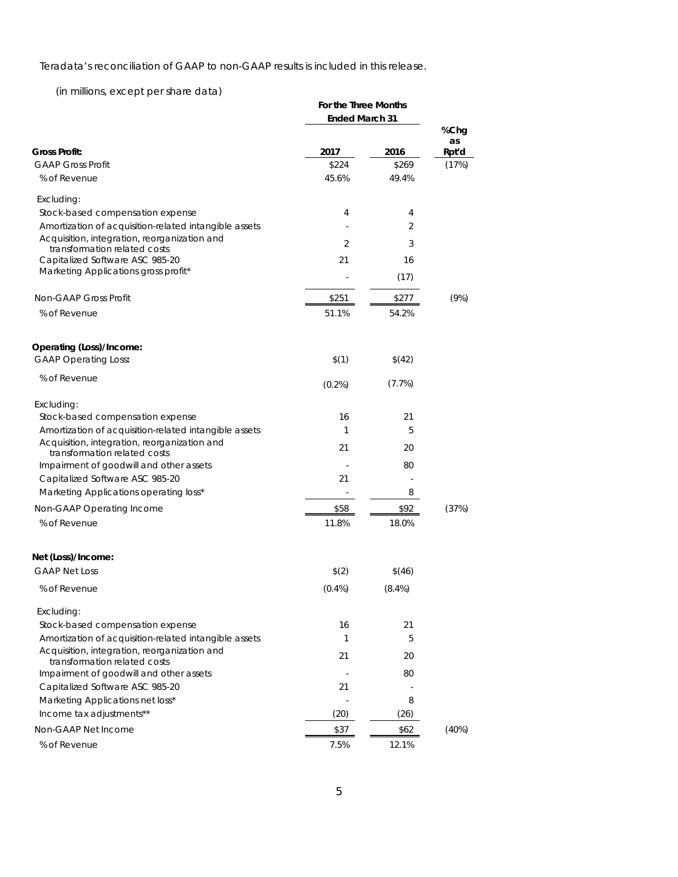Teradata's reconciliation of GAAP to non-GAAP results is included in this release.

(in millions, except per share data)

| | For the Three Months Ended March 31 | | |
|---|---|---|---|
| **Gross Profit:** | **2017** | **2016** | **%Chg as Rpt'd** |
| GAAP Gross Profit | $224 | $269 | (17%) |
| % of Revenue | 45.6% | 49.4% | |
| Excluding: | | | |
| Stock-based compensation expense | 4 | 4 | |
| Amortization of acquisition-related intangible assets | - | 2 | |
| Acquisition, integration, reorganization and transformation related costs | 2 | 3 | |
| Capitalized Software ASC 985-20 | 21 | 16 | |
| Marketing Applications gross profit* | - | (17) | |
| Non-GAAP Gross Profit | $251 | $277 | (9%) |
| % of Revenue | 51.1% | 54.2% | |
| **Operating (Loss)/Income:** | | | |
| GAAP Operating Loss**:** | $(1) | $(42) | |
| % of Revenue | (0.2%) | (7.7%) | |
| Excluding: | | | |
| Stock-based compensation expense | 16 | 21 | |
| Amortization of acquisition-related intangible assets | 1 | 5 | |
| Acquisition, integration, reorganization and transformation related costs | 21 | 20 | |
| Impairment of goodwill and other assets | - | 80 | |
| Capitalized Software ASC 985-20 | 21 | - | |
| Marketing Applications operating loss* | - | 8 | |
| Non-GAAP Operating Income | $58 | $92 | (37%) |
| % of Revenue | 11.8% | 18.0% | |
| **Net (Loss)/Income:** | | | |
| GAAP Net Loss | $(2) | $(46) | |
| % of Revenue | (0.4%) | (8.4%) | |
| Excluding: | | | |
| Stock-based compensation expense | 16 | 21 | |
| Amortization of acquisition-related intangible assets | 1 | 5 | |
| Acquisition, integration, reorganization and transformation related costs | 21 | 20 | |
| Impairment of goodwill and other assets | - | 80 | |
| Capitalized Software ASC 985-20 | 21 | - | |
| Marketing Applications net loss* | - | 8 | |
| Income tax adjustments** | (20) | (26) | |
| Non-GAAP Net Income | $37 | $62 | (40%) |
| % of Revenue | 7.5% | 12.1% | |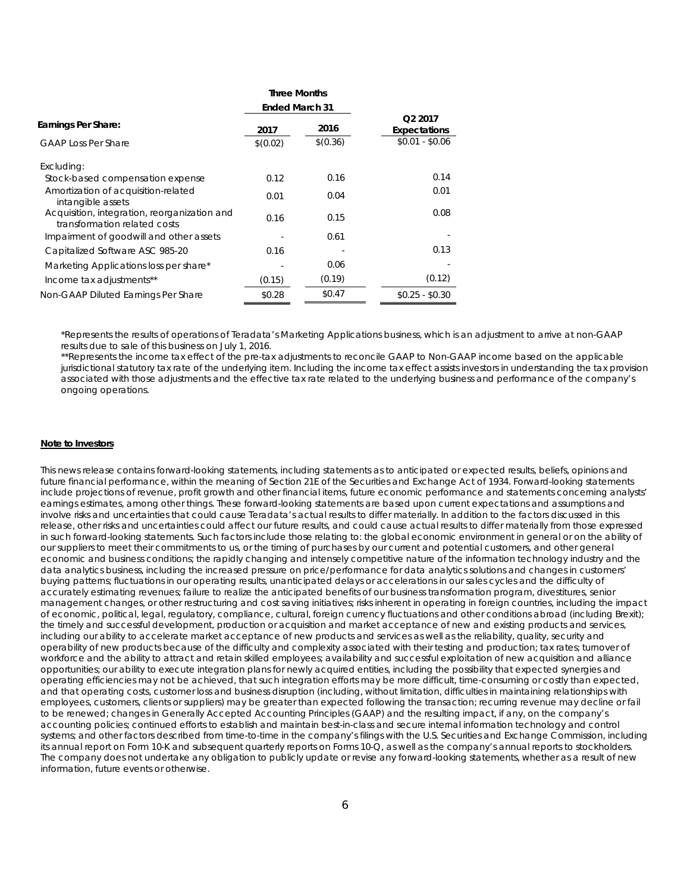| Earnings Per Share: | Three Months Ended March 31 | | Q2 2017 Expectations |
|---|---|---|---|
| | 2017 | 2016 | |
| GAAP Loss Per Share | $(0.02) | $(0.36) | $0.01 - $0.06 |
| Excluding: | | | |
| Stock-based compensation expense | 0.12 | 0.16 | 0.14 |
| Amortization of acquisition-related intangible assets | 0.01 | 0.04 | 0.01 |
| Acquisition, integration, reorganization and transformation related costs | 0.16 | 0.15 | 0.08 |
| Impairment of goodwill and other assets | - | 0.61 | - |
| Capitalized Software ASC 985-20 | 0.16 | - | 0.13 |
| Marketing Applications loss per share* | - | 0.06 | - |
| Income tax adjustments** | (0.15) | (0.19) | (0.12) |
| Non-GAAP Diluted Earnings Per Share | $0.28 | $0.47 | $0.25 - $0.30 |

*Represents the results of operations of Teradata's Marketing Applications business, which is an adjustment to arrive at non-GAAP results due to sale of this business on July 1, 2016.

**Represents the income tax effect of the pre-tax adjustments to reconcile GAAP to Non-GAAP income based on the applicable jurisdictional statutory tax rate of the underlying item. Including the income tax effect assists investors in understanding the tax provision associated with those adjustments and the effective tax rate related to the underlying business and performance of the company's ongoing operations.

**Note to Investors**

This news release contains forward-looking statements, including statements as to anticipated or expected results, beliefs, opinions and future financial performance, within the meaning of Section 21E of the Securities and Exchange Act of 1934. Forward-looking statements include projections of revenue, profit growth and other financial items, future economic performance and statements concerning analysts' earnings estimates, among other things. These forward-looking statements are based upon current expectations and assumptions and involve risks and uncertainties that could cause Teradata's actual results to differ materially. In addition to the factors discussed in this release, other risks and uncertainties could affect our future results, and could cause actual results to differ materially from those expressed in such forward-looking statements. Such factors include those relating to: the global economic environment in general or on the ability of our suppliers to meet their commitments to us, or the timing of purchases by our current and potential customers, and other general economic and business conditions; the rapidly changing and intensely competitive nature of the information technology industry and the data analytics business, including the increased pressure on price/performance for data analytics solutions and changes in customers' buying patterns; fluctuations in our operating results, unanticipated delays or accelerations in our sales cycles and the difficulty of accurately estimating revenues; failure to realize the anticipated benefits of our business transformation program, divestitures, senior management changes, or other restructuring and cost saving initiatives; risks inherent in operating in foreign countries, including the impact of economic, political, legal, regulatory, compliance, cultural, foreign currency fluctuations and other conditions abroad (including Brexit); the timely and successful development, production or acquisition and market acceptance of new and existing products and services, including our ability to accelerate market acceptance of new products and services as well as the reliability, quality, security and operability of new products because of the difficulty and complexity associated with their testing and production; tax rates; turnover of workforce and the ability to attract and retain skilled employees; availability and successful exploitation of new acquisition and alliance opportunities; our ability to execute integration plans for newly acquired entities, including the possibility that expected synergies and operating efficiencies may not be achieved, that such integration efforts may be more difficult, time-consuming or costly than expected, and that operating costs, customer loss and business disruption (including, without limitation, difficulties in maintaining relationships with employees, customers, clients or suppliers) may be greater than expected following the transaction; recurring revenue may decline or fail to be renewed; changes in Generally Accepted Accounting Principles (GAAP) and the resulting impact, if any, on the company's accounting policies; continued efforts to establish and maintain best-in-class and secure internal information technology and control systems; and other factors described from time-to-time in the company's filings with the U.S. Securities and Exchange Commission, including its annual report on Form 10-K and subsequent quarterly reports on Forms 10-Q, as well as the company's annual reports to stockholders. The company does not undertake any obligation to publicly update or revise any forward-looking statements, whether as a result of new information, future events or otherwise.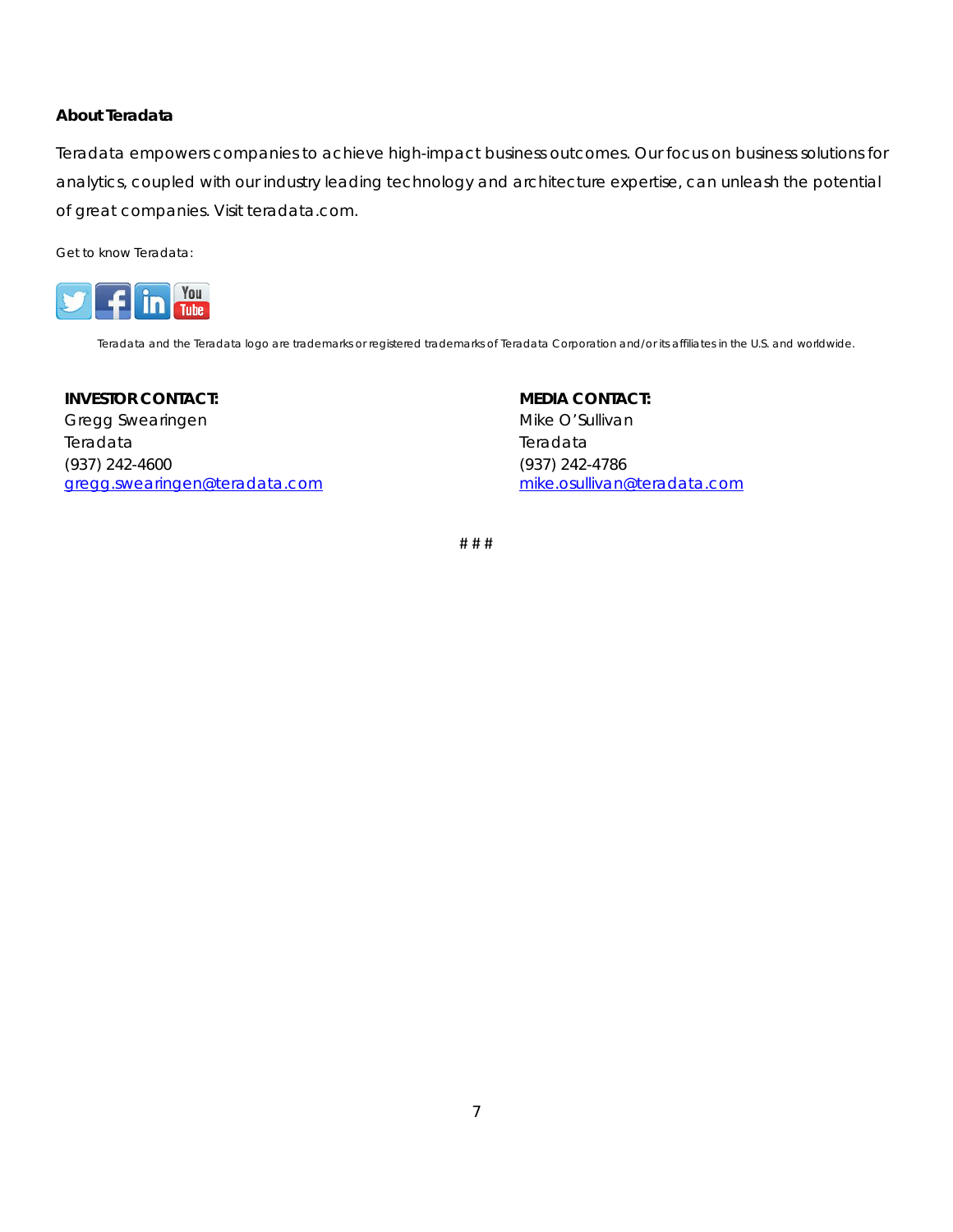**About Teradata**

Teradata empowers companies to achieve high-impact business outcomes. Our focus on business solutions for analytics, coupled with our industry leading technology and architecture expertise, can unleash the potential of great companies. Visit teradata.com.

Get to know Teradata:

Teradata and the Teradata logo are trademarks or registered trademarks of Teradata Corporation and/or its affiliates in the U.S. and worldwide.

**INVESTOR CONTACT:**
Gregg Swearingen
Teradata
(937) 242-4600
gregg.swearingen@teradata.com

**MEDIA CONTACT:**
Mike O'Sullivan
Teradata
(937) 242-4786
mike.osullivan@teradata.com

# # #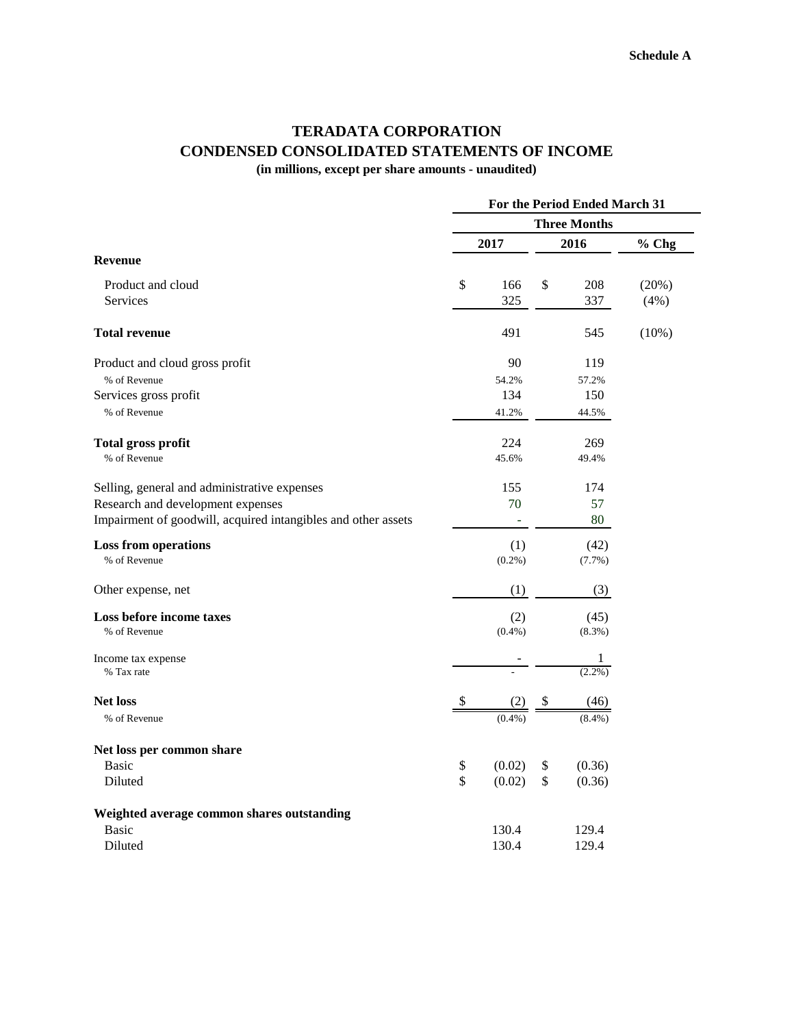**Schedule A**

# TERADATA CORPORATION
## CONDENSED CONSOLIDATED STATEMENTS OF INCOME
**(in millions, except per share amounts - unaudited)**

| | For the Period Ended March 31 | | |
|---|---|---|---|
| | Three Months | | |
| | 2017 | 2016 | % Chg |
| **Revenue** | | | |
| Product and cloud | $ 166 | $ 208 | (20%) |
| Services | 325 | 337 | (4%) |
| **Total revenue** | 491 | 545 | (10%) |
| Product and cloud gross profit | 90 | 119 | |
| % of Revenue | 54.2% | 57.2% | |
| Services gross profit | 134 | 150 | |
| % of Revenue | 41.2% | 44.5% | |
| **Total gross profit** | 224 | 269 | |
| % of Revenue | 45.6% | 49.4% | |
| Selling, general and administrative expenses | 155 | 174 | |
| Research and development expenses | 70 | 57 | |
| Impairment of goodwill, acquired intangibles and other assets | - | 80 | |
| **Loss from operations** | (1) | (42) | |
| % of Revenue | (0.2%) | (7.7%) | |
| Other expense, net | (1) | (3) | |
| **Loss before income taxes** | (2) | (45) | |
| % of Revenue | (0.4%) | (8.3%) | |
| Income tax expense | - | 1 | |
| % Tax rate | - | (2.2%) | |
| **Net loss** | $ (2) | $ (46) | |
| % of Revenue | (0.4%) | (8.4%) | |
| **Net loss per common share** | | | |
| Basic | $ (0.02) | $ (0.36) | |
| Diluted | $ (0.02) | $ (0.36) | |
| **Weighted average common shares outstanding** | | | |
| Basic | 130.4 | 129.4 | |
| Diluted | 130.4 | 129.4 | |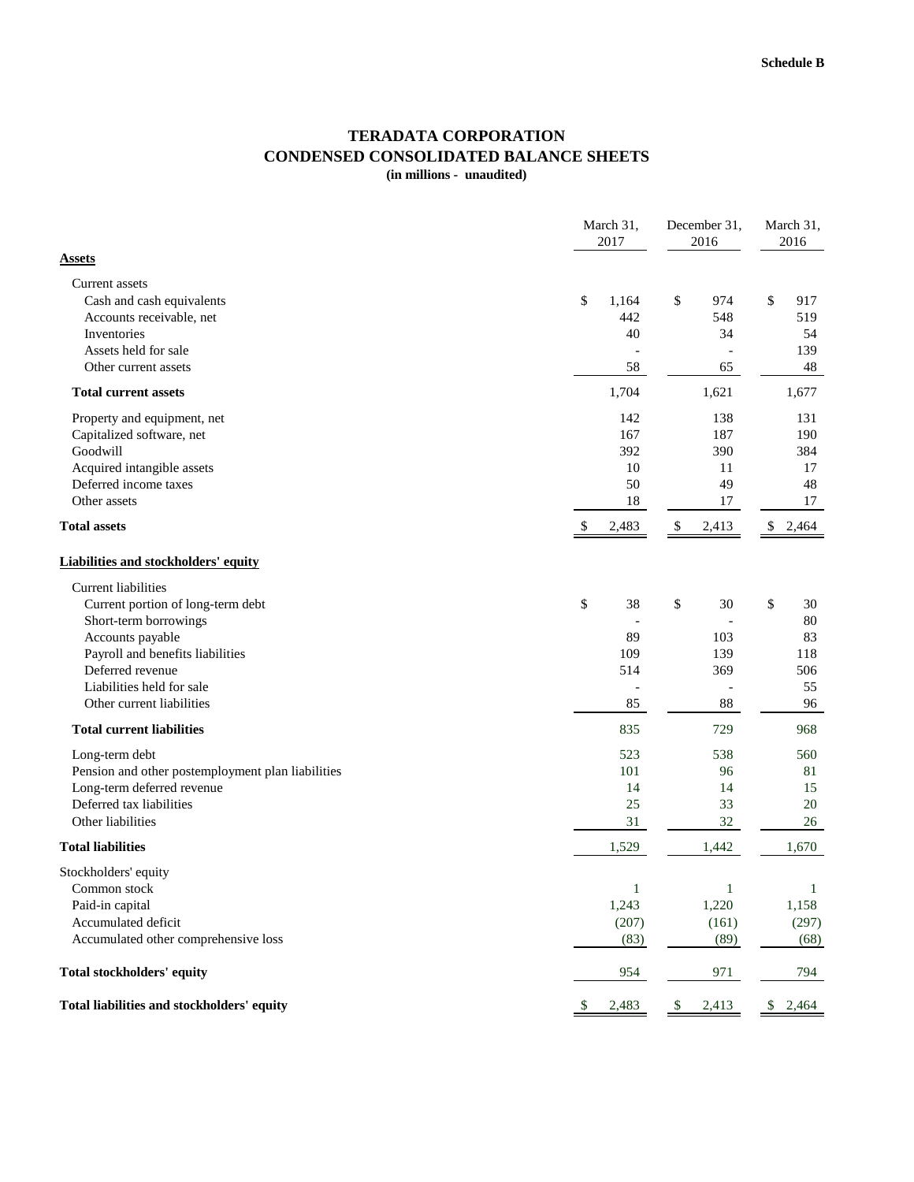Schedule B

# TERADATA CORPORATION
## CONDENSED CONSOLIDATED BALANCE SHEETS
**(in millions - unaudited)**

| | March 31, 2017 | December 31, 2016 | March 31, 2016 |
|---|---|---|---|
| **Assets** | | | |
| Current assets | | | |
| Cash and cash equivalents | $ 1,164 | $ 974 | $ 917 |
| Accounts receivable, net | 442 | 548 | 519 |
| Inventories | 40 | 34 | 54 |
| Assets held for sale | - | - | 139 |
| Other current assets | 58 | 65 | 48 |
| **Total current assets** | 1,704 | 1,621 | 1,677 |
| Property and equipment, net | 142 | 138 | 131 |
| Capitalized software, net | 167 | 187 | 190 |
| Goodwill | 392 | 390 | 384 |
| Acquired intangible assets | 10 | 11 | 17 |
| Deferred income taxes | 50 | 49 | 48 |
| Other assets | 18 | 17 | 17 |
| **Total assets** | $ 2,483 | $ 2,413 | $ 2,464 |
| **Liabilities and stockholders' equity** | | | |
| Current liabilities | | | |
| Current portion of long-term debt | $ 38 | $ 30 | $ 30 |
| Short-term borrowings | - | - | 80 |
| Accounts payable | 89 | 103 | 83 |
| Payroll and benefits liabilities | 109 | 139 | 118 |
| Deferred revenue | 514 | 369 | 506 |
| Liabilities held for sale | - | - | 55 |
| Other current liabilities | 85 | 88 | 96 |
| **Total current liabilities** | 835 | 729 | 968 |
| Long-term debt | 523 | 538 | 560 |
| Pension and other postemployment plan liabilities | 101 | 96 | 81 |
| Long-term deferred revenue | 14 | 14 | 15 |
| Deferred tax liabilities | 25 | 33 | 20 |
| Other liabilities | 31 | 32 | 26 |
| **Total liabilities** | 1,529 | 1,442 | 1,670 |
| Stockholders' equity | | | |
| Common stock | 1 | 1 | 1 |
| Paid-in capital | 1,243 | 1,220 | 1,158 |
| Accumulated deficit | (207) | (161) | (297) |
| Accumulated other comprehensive loss | (83) | (89) | (68) |
| **Total stockholders' equity** | 954 | 971 | 794 |
| **Total liabilities and stockholders' equity** | $ 2,483 | $ 2,413 | $ 2,464 |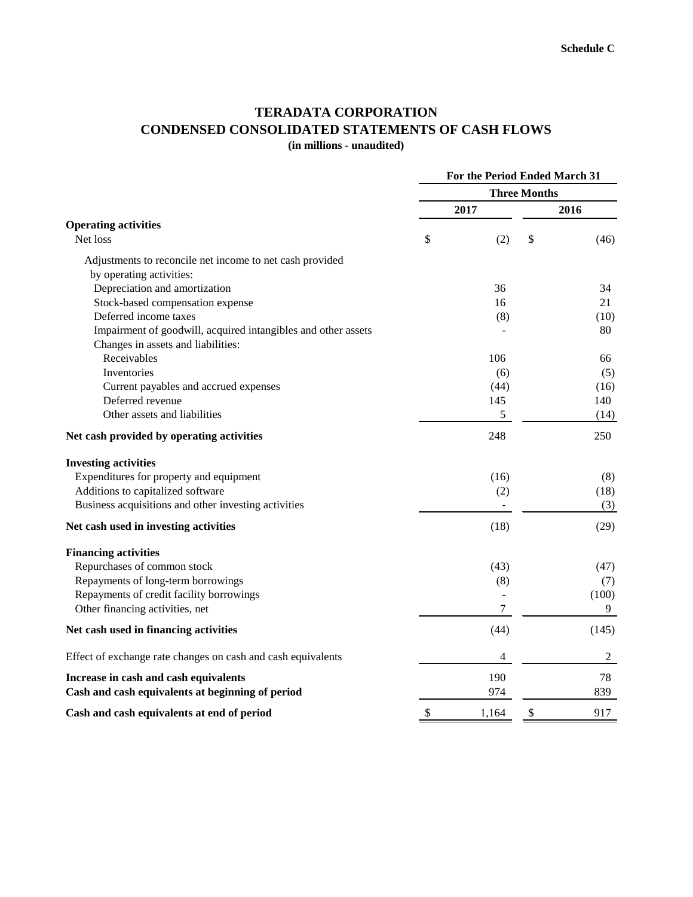**Schedule C**

# TERADATA CORPORATION
## CONDENSED CONSOLIDATED STATEMENTS OF CASH FLOWS
**(in millions - unaudited)**

| | For the Period Ended March 31 | |
|---|---|---|
| | Three Months | |
| | 2017 | 2016 |
| **Operating activities** | | |
| Net loss | $ (2) | $ (46) |
| Adjustments to reconcile net income to net cash provided by operating activities: | | |
| Depreciation and amortization | 36 | 34 |
| Stock-based compensation expense | 16 | 21 |
| Deferred income taxes | (8) | (10) |
| Impairment of goodwill, acquired intangibles and other assets | - | 80 |
| Changes in assets and liabilities: | | |
| Receivables | 106 | 66 |
| Inventories | (6) | (5) |
| Current payables and accrued expenses | (44) | (16) |
| Deferred revenue | 145 | 140 |
| Other assets and liabilities | 5 | (14) |
| **Net cash provided by operating activities** | 248 | 250 |
| **Investing activities** | | |
| Expenditures for property and equipment | (16) | (8) |
| Additions to capitalized software | (2) | (18) |
| Business acquisitions and other investing activities | - | (3) |
| **Net cash used in investing activities** | (18) | (29) |
| **Financing activities** | | |
| Repurchases of common stock | (43) | (47) |
| Repayments of long-term borrowings | (8) | (7) |
| Repayments of credit facility borrowings | - | (100) |
| Other financing activities, net | 7 | 9 |
| **Net cash used in financing activities** | (44) | (145) |
| Effect of exchange rate changes on cash and cash equivalents | 4 | 2 |
| **Increase in cash and cash equivalents** | 190 | 78 |
| **Cash and cash equivalents at beginning of period** | 974 | 839 |
| **Cash and cash equivalents at end of period** | $ 1,164 | $ 917 |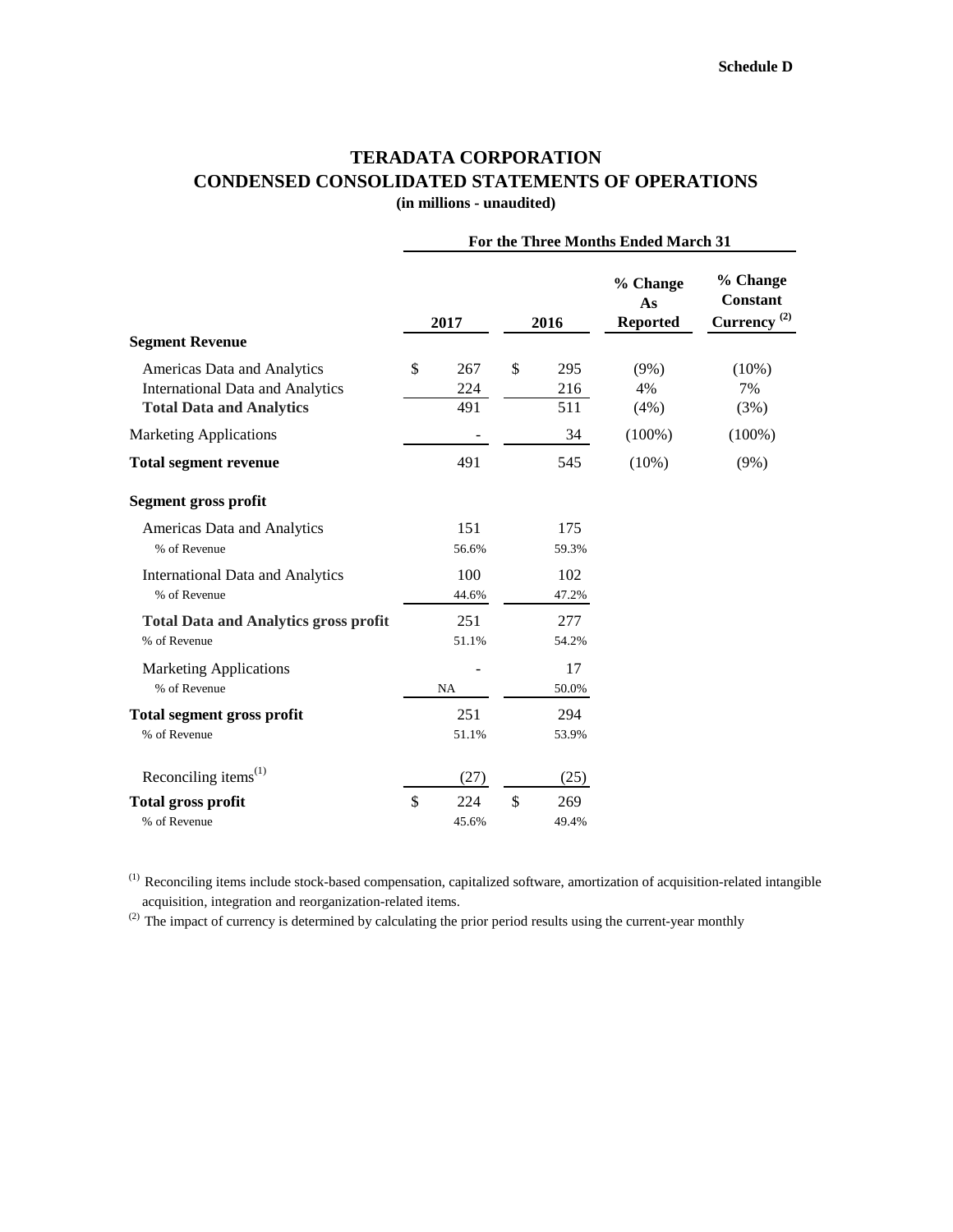**Schedule D**

# TERADATA CORPORATION
## CONDENSED CONSOLIDATED STATEMENTS OF OPERATIONS
**(in millions - unaudited)**

| | For the Three Months Ended March 31 | | | |
|---|---|---|---|---|
| | **2017** | **2016** | **% Change As Reported** | **% Change Constant Currency (2)** |
| **Segment Revenue** | | | | |
| Americas Data and Analytics | $ 267 | $ 295 | (9%) | (10%) |
| International Data and Analytics | 224 | 216 | 4% | 7% |
| **Total Data and Analytics** | 491 | 511 | (4%) | (3%) |
| Marketing Applications | - | 34 | (100%) | (100%) |
| **Total segment revenue** | 491 | 545 | (10%) | (9%) |
| **Segment gross profit** | | | | |
| Americas Data and Analytics | 151 | 175 | | |
| % of Revenue | 56.6% | 59.3% | | |
| International Data and Analytics | 100 | 102 | | |
| % of Revenue | 44.6% | 47.2% | | |
| **Total Data and Analytics gross profit** | 251 | 277 | | |
| % of Revenue | 51.1% | 54.2% | | |
| Marketing Applications | - | 17 | | |
| % of Revenue | NA | 50.0% | | |
| **Total segment gross profit** | 251 | 294 | | |
| % of Revenue | 51.1% | 53.9% | | |
| Reconciling items (1) | (27) | (25) | | |
| **Total gross profit** | $ 224 | $ 269 | | |
| % of Revenue | 45.6% | 49.4% | | |

(1) Reconciling items include stock-based compensation, capitalized software, amortization of acquisition-related intangible acquisition, integration and reorganization-related items.

(2) The impact of currency is determined by calculating the prior period results using the current-year monthly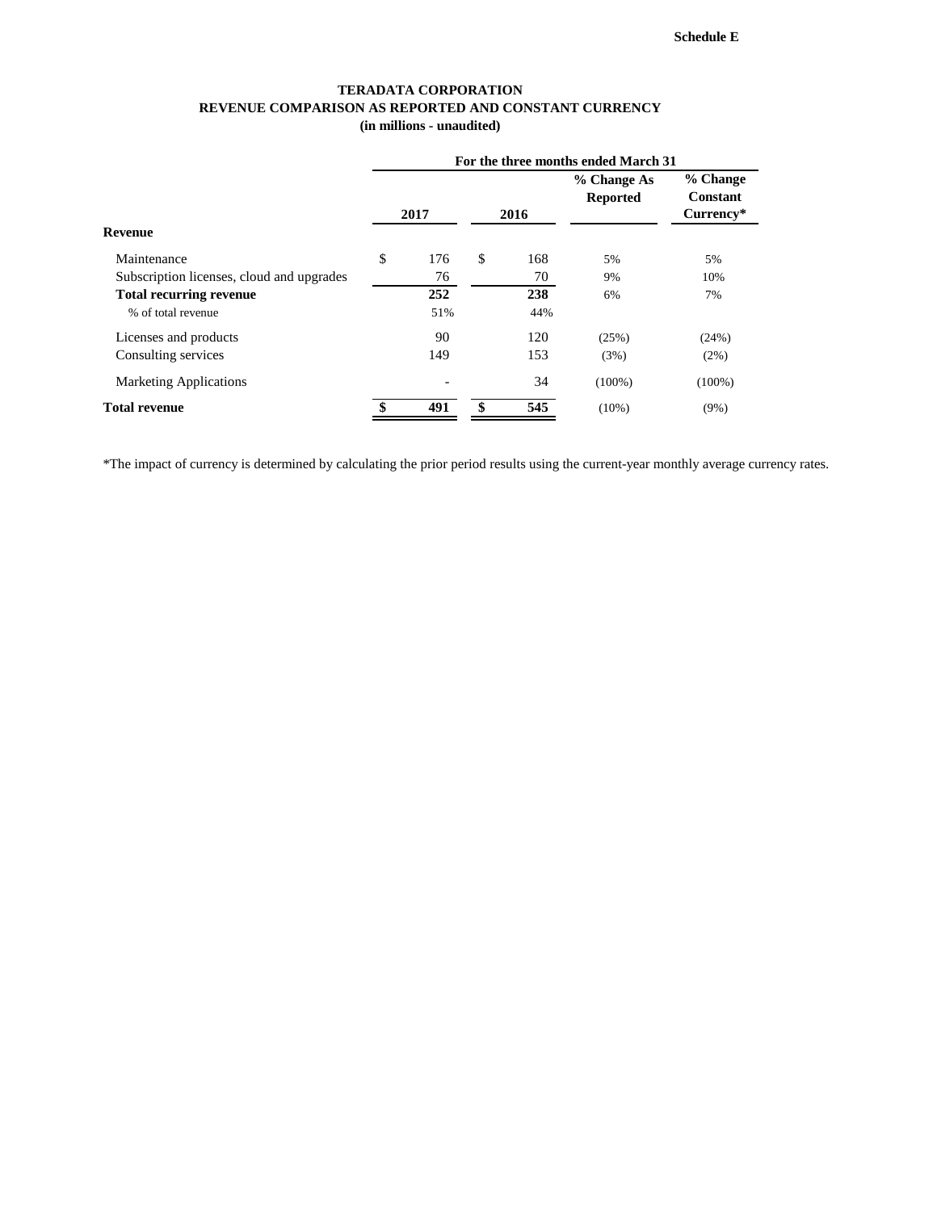**Schedule E**

# TERADATA CORPORATION
## REVENUE COMPARISON AS REPORTED AND CONSTANT CURRENCY
**(in millions - unaudited)**

| | For the three months ended March 31 | | | |
|---|---|---|---|---|
| | 2017 | 2016 | % Change As Reported | % Change Constant Currency* |
| **Revenue** | | | | |
| Maintenance | $ 176 | $ 168 | 5% | 5% |
| Subscription licenses, cloud and upgrades | 76 | 70 | 9% | 10% |
| **Total recurring revenue** | **252** | **238** | 6% | 7% |
| % of total revenue | 51% | 44% | | |
| Licenses and products | 90 | 120 | (25%) | (24%) |
| Consulting services | 149 | 153 | (3%) | (2%) |
| Marketing Applications | - | 34 | (100%) | (100%) |
| **Total revenue** | **$ 491** | **$ 545** | (10%) | (9%) |

*The impact of currency is determined by calculating the prior period results using the current-year monthly average currency rates.